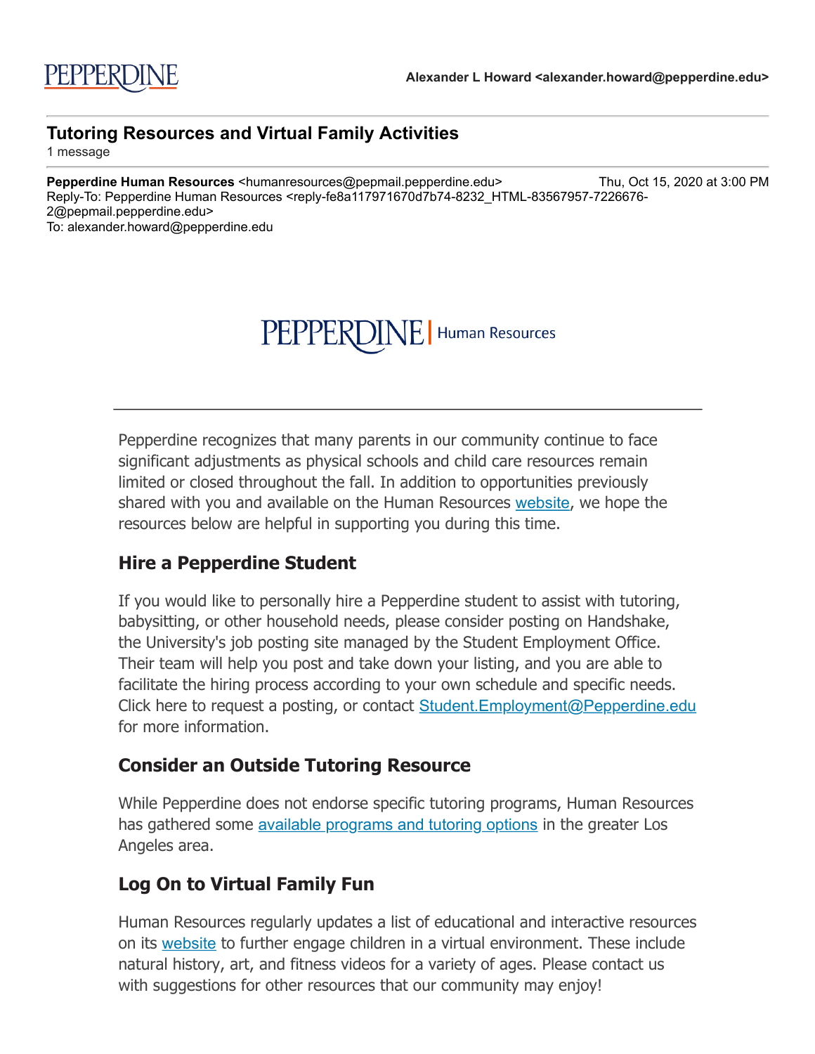PEPPERDINE

**Alexander L Howard <alexander.howard@pepperdine.edu>**

---

## Tutoring Resources and Virtual Family Activities

1 message

---

**Pepperdine Human Resources** <humanresources@pepmail.pepperdine.edu> Thu, Oct 15, 2020 at 3:00 PM
Reply-To: Pepperdine Human Resources <reply-fe8a117971670d7b74-8232_HTML-83567957-7226676-2@pepmail.pepperdine.edu>
To: alexander.howard@pepperdine.edu

PEPPERDINE | Human Resources

---

Pepperdine recognizes that many parents in our community continue to face significant adjustments as physical schools and child care resources remain limited or closed throughout the fall. In addition to opportunities previously shared with you and available on the Human Resources website, we hope the resources below are helpful in supporting you during this time.

### Hire a Pepperdine Student

If you would like to personally hire a Pepperdine student to assist with tutoring, babysitting, or other household needs, please consider posting on Handshake, the University's job posting site managed by the Student Employment Office. Their team will help you post and take down your listing, and you are able to facilitate the hiring process according to your own schedule and specific needs. Click here to request a posting, or contact Student.Employment@Pepperdine.edu for more information.

### Consider an Outside Tutoring Resource

While Pepperdine does not endorse specific tutoring programs, Human Resources has gathered some available programs and tutoring options in the greater Los Angeles area.

### Log On to Virtual Family Fun

Human Resources regularly updates a list of educational and interactive resources on its website to further engage children in a virtual environment. These include natural history, art, and fitness videos for a variety of ages. Please contact us with suggestions for other resources that our community may enjoy!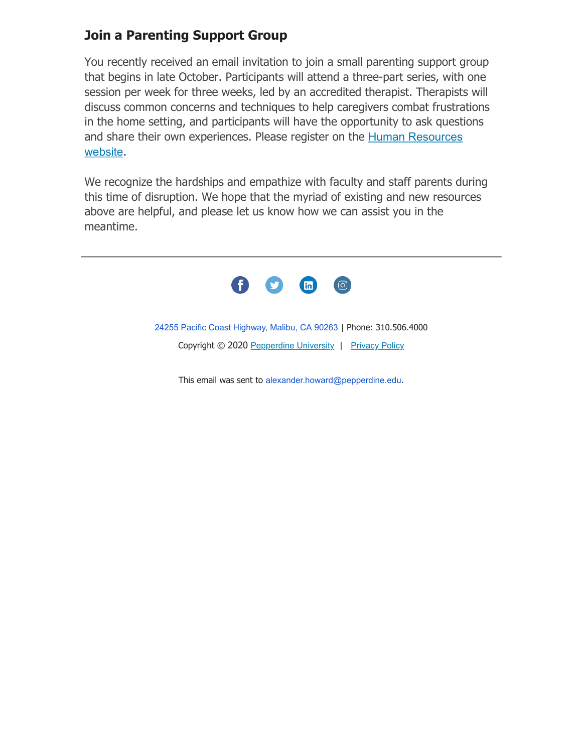## Join a Parenting Support Group

You recently received an email invitation to join a small parenting support group that begins in late October. Participants will attend a three-part series, with one session per week for three weeks, led by an accredited therapist. Therapists will discuss common concerns and techniques to help caregivers combat frustrations in the home setting, and participants will have the opportunity to ask questions and share their own experiences. Please register on the Human Resources website.

We recognize the hardships and empathize with faculty and staff parents during this time of disruption. We hope that the myriad of existing and new resources above are helpful, and please let us know how we can assist you in the meantime.

---

24255 Pacific Coast Highway, Malibu, CA 90263 | Phone: 310.506.4000

Copyright © 2020 Pepperdine University | Privacy Policy

This email was sent to alexander.howard@pepperdine.edu.